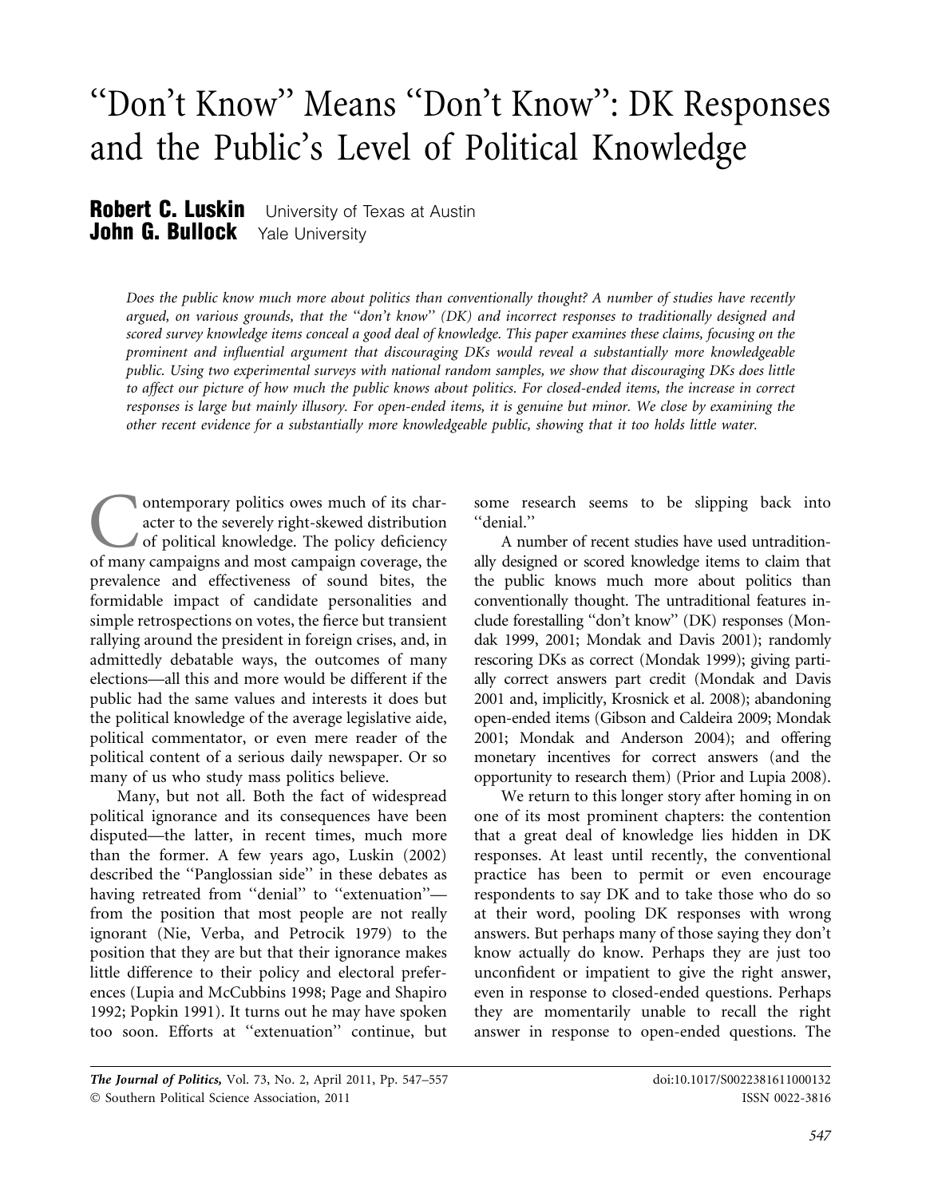# "Don't Know" Means "Don't Know": DK Responses and the Public's Level of Political Knowledge

**Robert C. Luskin** University of Texas at Austin
**John G. Bullock** Yale University

*Does the public know much more about politics than conventionally thought? A number of studies have recently argued, on various grounds, that the "don't know" (DK) and incorrect responses to traditionally designed and scored survey knowledge items conceal a good deal of knowledge. This paper examines these claims, focusing on the prominent and influential argument that discouraging DKs would reveal a substantially more knowledgeable public. Using two experimental surveys with national random samples, we show that discouraging DKs does little to affect our picture of how much the public knows about politics. For closed-ended items, the increase in correct responses is large but mainly illusory. For open-ended items, it is genuine but minor. We close by examining the other recent evidence for a substantially more knowledgeable public, showing that it too holds little water.*

Contemporary politics owes much of its character to the severely right-skewed distribution of political knowledge. The policy deficiency of many campaigns and most campaign coverage, the prevalence and effectiveness of sound bites, the formidable impact of candidate personalities and simple retrospections on votes, the fierce but transient rallying around the president in foreign crises, and, in admittedly debatable ways, the outcomes of many elections—all this and more would be different if the public had the same values and interests it does but the political knowledge of the average legislative aide, political commentator, or even mere reader of the political content of a serious daily newspaper. Or so many of us who study mass politics believe.

Many, but not all. Both the fact of widespread political ignorance and its consequences have been disputed—the latter, in recent times, much more than the former. A few years ago, Luskin (2002) described the "Panglossian side" in these debates as having retreated from "denial" to "extenuation"—from the position that most people are not really ignorant (Nie, Verba, and Petrocik 1979) to the position that they are but that their ignorance makes little difference to their policy and electoral preferences (Lupia and McCubbins 1998; Page and Shapiro 1992; Popkin 1991). It turns out he may have spoken too soon. Efforts at "extenuation" continue, but some research seems to be slipping back into "denial."

A number of recent studies have used untraditionally designed or scored knowledge items to claim that the public knows much more about politics than conventionally thought. The untraditional features include forestalling "don't know" (DK) responses (Mondak 1999, 2001; Mondak and Davis 2001); randomly rescoring DKs as correct (Mondak 1999); giving partially correct answers part credit (Mondak and Davis 2001 and, implicitly, Krosnick et al. 2008); abandoning open-ended items (Gibson and Caldeira 2009; Mondak 2001; Mondak and Anderson 2004); and offering monetary incentives for correct answers (and the opportunity to research them) (Prior and Lupia 2008).

We return to this longer story after homing in on one of its most prominent chapters: the contention that a great deal of knowledge lies hidden in DK responses. At least until recently, the conventional practice has been to permit or even encourage respondents to say DK and to take those who do so at their word, pooling DK responses with wrong answers. But perhaps many of those saying they don't know actually do know. Perhaps they are just too unconfident or impatient to give the right answer, even in response to closed-ended questions. Perhaps they are momentarily unable to recall the right answer in response to open-ended questions. The

*The Journal of Politics*, Vol. 73, No. 2, April 2011, Pp. 547–557 doi:10.1017/S0022381611000132
© Southern Political Science Association, 2011 ISSN 0022-3816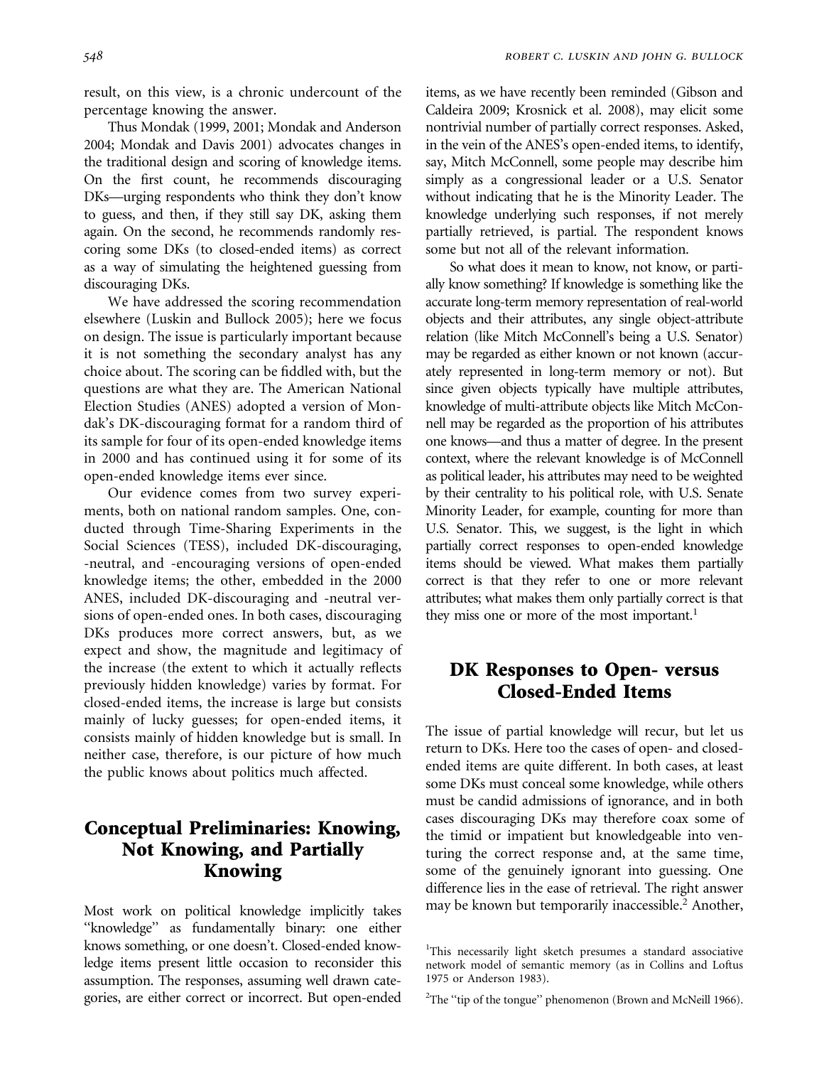result, on this view, is a chronic undercount of the percentage knowing the answer.

Thus Mondak (1999, 2001; Mondak and Anderson 2004; Mondak and Davis 2001) advocates changes in the traditional design and scoring of knowledge items. On the first count, he recommends discouraging DKs—urging respondents who think they don't know to guess, and then, if they still say DK, asking them again. On the second, he recommends randomly rescoring some DKs (to closed-ended items) as correct as a way of simulating the heightened guessing from discouraging DKs.

We have addressed the scoring recommendation elsewhere (Luskin and Bullock 2005); here we focus on design. The issue is particularly important because it is not something the secondary analyst has any choice about. The scoring can be fiddled with, but the questions are what they are. The American National Election Studies (ANES) adopted a version of Mondak's DK-discouraging format for a random third of its sample for four of its open-ended knowledge items in 2000 and has continued using it for some of its open-ended knowledge items ever since.

Our evidence comes from two survey experiments, both on national random samples. One, conducted through Time-Sharing Experiments in the Social Sciences (TESS), included DK-discouraging, -neutral, and -encouraging versions of open-ended knowledge items; the other, embedded in the 2000 ANES, included DK-discouraging and -neutral versions of open-ended ones. In both cases, discouraging DKs produces more correct answers, but, as we expect and show, the magnitude and legitimacy of the increase (the extent to which it actually reflects previously hidden knowledge) varies by format. For closed-ended items, the increase is large but consists mainly of lucky guesses; for open-ended items, it consists mainly of hidden knowledge but is small. In neither case, therefore, is our picture of how much the public knows about politics much affected.

## Conceptual Preliminaries: Knowing, Not Knowing, and Partially Knowing

Most work on political knowledge implicitly takes "knowledge" as fundamentally binary: one either knows something, or one doesn't. Closed-ended knowledge items present little occasion to reconsider this assumption. The responses, assuming well drawn categories, are either correct or incorrect. But open-ended items, as we have recently been reminded (Gibson and Caldeira 2009; Krosnick et al. 2008), may elicit some nontrivial number of partially correct responses. Asked, in the vein of the ANES's open-ended items, to identify, say, Mitch McConnell, some people may describe him simply as a congressional leader or a U.S. Senator without indicating that he is the Minority Leader. The knowledge underlying such responses, if not merely partially retrieved, is partial. The respondent knows some but not all of the relevant information.

So what does it mean to know, not know, or partially know something? If knowledge is something like the accurate long-term memory representation of real-world objects and their attributes, any single object-attribute relation (like Mitch McConnell's being a U.S. Senator) may be regarded as either known or not known (accurately represented in long-term memory or not). But since given objects typically have multiple attributes, knowledge of multi-attribute objects like Mitch McConnell may be regarded as the proportion of his attributes one knows—and thus a matter of degree. In the present context, where the relevant knowledge is of McConnell as political leader, his attributes may need to be weighted by their centrality to his political role, with U.S. Senate Minority Leader, for example, counting for more than U.S. Senator. This, we suggest, is the light in which partially correct responses to open-ended knowledge items should be viewed. What makes them partially correct is that they refer to one or more relevant attributes; what makes them only partially correct is that they miss one or more of the most important.[1]

## DK Responses to Open- versus Closed-Ended Items

The issue of partial knowledge will recur, but let us return to DKs. Here too the cases of open- and closed-ended items are quite different. In both cases, at least some DKs must conceal some knowledge, while others must be candid admissions of ignorance, and in both cases discouraging DKs may therefore coax some of the timid or impatient but knowledgeable into venturing the correct response and, at the same time, some of the genuinely ignorant into guessing. One difference lies in the ease of retrieval. The right answer may be known but temporarily inaccessible.[2] Another,

[1]This necessarily light sketch presumes a standard associative network model of semantic memory (as in Collins and Loftus 1975 or Anderson 1983).

[2]The "tip of the tongue" phenomenon (Brown and McNeill 1966).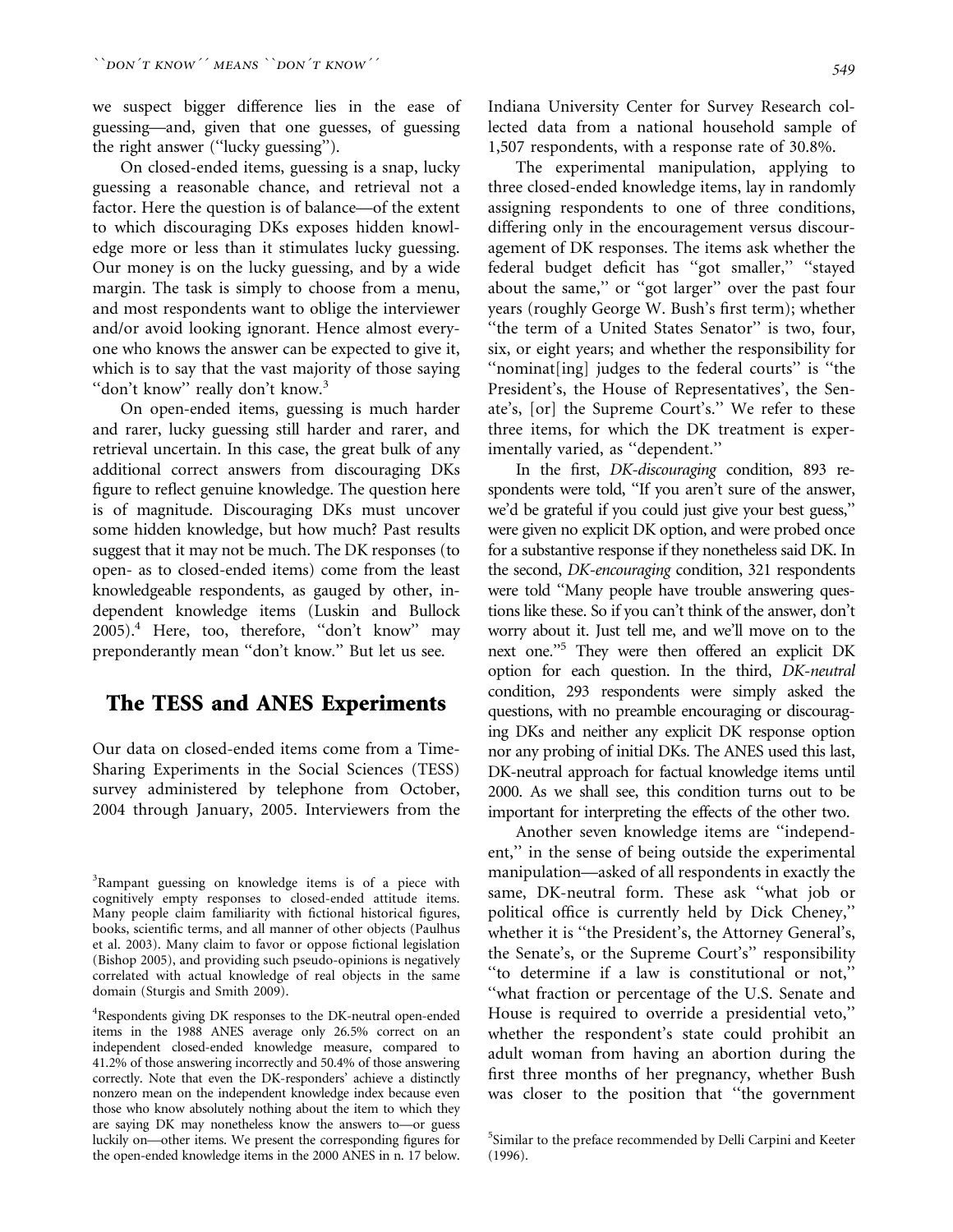we suspect bigger difference lies in the ease of guessing—and, given that one guesses, of guessing the right answer (''lucky guessing'').

On closed-ended items, guessing is a snap, lucky guessing a reasonable chance, and retrieval not a factor. Here the question is of balance—of the extent to which discouraging DKs exposes hidden knowledge more or less than it stimulates lucky guessing. Our money is on the lucky guessing, and by a wide margin. The task is simply to choose from a menu, and most respondents want to oblige the interviewer and/or avoid looking ignorant. Hence almost everyone who knows the answer can be expected to give it, which is to say that the vast majority of those saying ''don't know'' really don't know.[3]

On open-ended items, guessing is much harder and rarer, lucky guessing still harder and rarer, and retrieval uncertain. In this case, the great bulk of any additional correct answers from discouraging DKs figure to reflect genuine knowledge. The question here is of magnitude. Discouraging DKs must uncover some hidden knowledge, but how much? Past results suggest that it may not be much. The DK responses (to open- as to closed-ended items) come from the least knowledgeable respondents, as gauged by other, independent knowledge items (Luskin and Bullock 2005).[4] Here, too, therefore, ''don't know'' may preponderantly mean ''don't know.'' But let us see.

## The TESS and ANES Experiments

Our data on closed-ended items come from a Time-Sharing Experiments in the Social Sciences (TESS) survey administered by telephone from October, 2004 through January, 2005. Interviewers from the Indiana University Center for Survey Research collected data from a national household sample of 1,507 respondents, with a response rate of 30.8%.

The experimental manipulation, applying to three closed-ended knowledge items, lay in randomly assigning respondents to one of three conditions, differing only in the encouragement versus discouragement of DK responses. The items ask whether the federal budget deficit has ''got smaller,'' ''stayed about the same,'' or ''got larger'' over the past four years (roughly George W. Bush's first term); whether ''the term of a United States Senator'' is two, four, six, or eight years; and whether the responsibility for ''nominat[ing] judges to the federal courts'' is ''the President's, the House of Representatives', the Senate's, [or] the Supreme Court's.'' We refer to these three items, for which the DK treatment is experimentally varied, as ''dependent.''

In the first, *DK-discouraging* condition, 893 respondents were told, ''If you aren't sure of the answer, we'd be grateful if you could just give your best guess,'' were given no explicit DK option, and were probed once for a substantive response if they nonetheless said DK. In the second, *DK-encouraging* condition, 321 respondents were told ''Many people have trouble answering questions like these. So if you can't think of the answer, don't worry about it. Just tell me, and we'll move on to the next one.''[5] They were then offered an explicit DK option for each question. In the third, *DK-neutral* condition, 293 respondents were simply asked the questions, with no preamble encouraging or discouraging DKs and neither any explicit DK response option nor any probing of initial DKs. The ANES used this last, DK-neutral approach for factual knowledge items until 2000. As we shall see, this condition turns out to be important for interpreting the effects of the other two.

Another seven knowledge items are ''independent,'' in the sense of being outside the experimental manipulation—asked of all respondents in exactly the same, DK-neutral form. These ask ''what job or political office is currently held by Dick Cheney,'' whether it is ''the President's, the Attorney General's, the Senate's, or the Supreme Court's'' responsibility ''to determine if a law is constitutional or not,'' ''what fraction or percentage of the U.S. Senate and House is required to override a presidential veto,'' whether the respondent's state could prohibit an adult woman from having an abortion during the first three months of her pregnancy, whether Bush was closer to the position that ''the government

[3]Rampant guessing on knowledge items is of a piece with cognitively empty responses to closed-ended attitude items. Many people claim familiarity with fictional historical figures, books, scientific terms, and all manner of other objects (Paulhus et al. 2003). Many claim to favor or oppose fictional legislation (Bishop 2005), and providing such pseudo-opinions is negatively correlated with actual knowledge of real objects in the same domain (Sturgis and Smith 2009).

[4]Respondents giving DK responses to the DK-neutral open-ended items in the 1988 ANES average only 26.5% correct on an independent closed-ended knowledge measure, compared to 41.2% of those answering incorrectly and 50.4% of those answering correctly. Note that even the DK-responders' achieve a distinctly nonzero mean on the independent knowledge index because even those who know absolutely nothing about the item to which they are saying DK may nonetheless know the answers to—or guess luckily on—other items. We present the corresponding figures for the open-ended knowledge items in the 2000 ANES in n. 17 below.

[5]Similar to the preface recommended by Delli Carpini and Keeter (1996).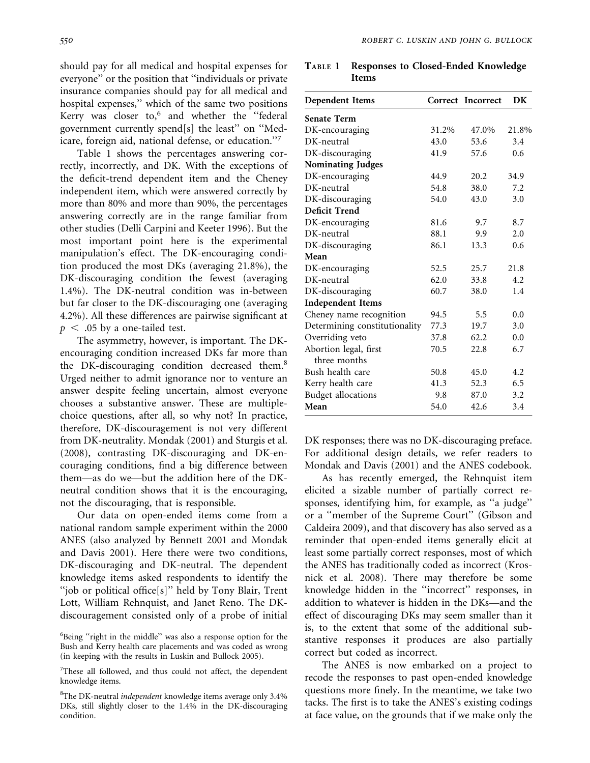should pay for all medical and hospital expenses for everyone" or the position that "individuals or private insurance companies should pay for all medical and hospital expenses," which of the same two positions Kerry was closer to,[6] and whether the "federal government currently spend[s] the least" on "Medicare, foreign aid, national defense, or education."[7]

Table 1 shows the percentages answering correctly, incorrectly, and DK. With the exceptions of the deficit-trend dependent item and the Cheney independent item, which were answered correctly by more than 80% and more than 90%, the percentages answering correctly are in the range familiar from other studies (Delli Carpini and Keeter 1996). But the most important point here is the experimental manipulation's effect. The DK-encouraging condition produced the most DKs (averaging 21.8%), the DK-discouraging condition the fewest (averaging 1.4%). The DK-neutral condition was in-between but far closer to the DK-discouraging one (averaging 4.2%). All these differences are pairwise significant at $p < .05$ by a one-tailed test.

The asymmetry, however, is important. The DK-encouraging condition increased DKs far more than the DK-discouraging condition decreased them.[8] Urged neither to admit ignorance nor to venture an answer despite feeling uncertain, almost everyone chooses a substantive answer. These are multiple-choice questions, after all, so why not? In practice, therefore, DK-discouragement is not very different from DK-neutrality. Mondak (2001) and Sturgis et al. (2008), contrasting DK-discouraging and DK-encouraging conditions, find a big difference between them—as do we—but the addition here of the DK-neutral condition shows that it is the encouraging, not the discouraging, that is responsible.

Our data on open-ended items come from a national random sample experiment within the 2000 ANES (also analyzed by Bennett 2001 and Mondak and Davis 2001). Here there were two conditions, DK-discouraging and DK-neutral. The dependent knowledge items asked respondents to identify the "job or political office[s]" held by Tony Blair, Trent Lott, William Rehnquist, and Janet Reno. The DK-discouragement consisted only of a probe of initial

**Table 1 Responses to Closed-Ended Knowledge Items**

| Dependent Items | Correct | Incorrect | DK |
|---|---|---|---|
| **Senate Term** | | | |
| DK-encouraging | 31.2% | 47.0% | 21.8% |
| DK-neutral | 43.0 | 53.6 | 3.4 |
| DK-discouraging | 41.9 | 57.6 | 0.6 |
| **Nominating Judges** | | | |
| DK-encouraging | 44.9 | 20.2 | 34.9 |
| DK-neutral | 54.8 | 38.0 | 7.2 |
| DK-discouraging | 54.0 | 43.0 | 3.0 |
| **Deficit Trend** | | | |
| DK-encouraging | 81.6 | 9.7 | 8.7 |
| DK-neutral | 88.1 | 9.9 | 2.0 |
| DK-discouraging | 86.1 | 13.3 | 0.6 |
| **Mean** | | | |
| DK-encouraging | 52.5 | 25.7 | 21.8 |
| DK-neutral | 62.0 | 33.8 | 4.2 |
| DK-discouraging | 60.7 | 38.0 | 1.4 |
| **Independent Items** | | | |
| Cheney name recognition | 94.5 | 5.5 | 0.0 |
| Determining constitutionality | 77.3 | 19.7 | 3.0 |
| Overriding veto | 37.8 | 62.2 | 0.0 |
| Abortion legal, first three months | 70.5 | 22.8 | 6.7 |
| Bush health care | 50.8 | 45.0 | 4.2 |
| Kerry health care | 41.3 | 52.3 | 6.5 |
| Budget allocations | 9.8 | 87.0 | 3.2 |
| **Mean** | 54.0 | 42.6 | 3.4 |

DK responses; there was no DK-discouraging preface. For additional design details, we refer readers to Mondak and Davis (2001) and the ANES codebook.

As has recently emerged, the Rehnquist item elicited a sizable number of partially correct responses, identifying him, for example, as "a judge" or a "member of the Supreme Court" (Gibson and Caldeira 2009), and that discovery has also served as a reminder that open-ended items generally elicit at least some partially correct responses, most of which the ANES has traditionally coded as incorrect (Krosnick et al. 2008). There may therefore be some knowledge hidden in the "incorrect" responses, in addition to whatever is hidden in the DKs—and the effect of discouraging DKs may seem smaller than it is, to the extent that some of the additional substantive responses it produces are also partially correct but coded as incorrect.

The ANES is now embarked on a project to recode the responses to past open-ended knowledge questions more finely. In the meantime, we take two tacks. The first is to take the ANES's existing codings at face value, on the grounds that if we make only the

[6] Being "right in the middle" was also a response option for the Bush and Kerry health care placements and was coded as wrong (in keeping with the results in Luskin and Bullock 2005).

[7] These all followed, and thus could not affect, the dependent knowledge items.

[8] The DK-neutral *independent* knowledge items average only 3.4% DKs, still slightly closer to the 1.4% in the DK-discouraging condition.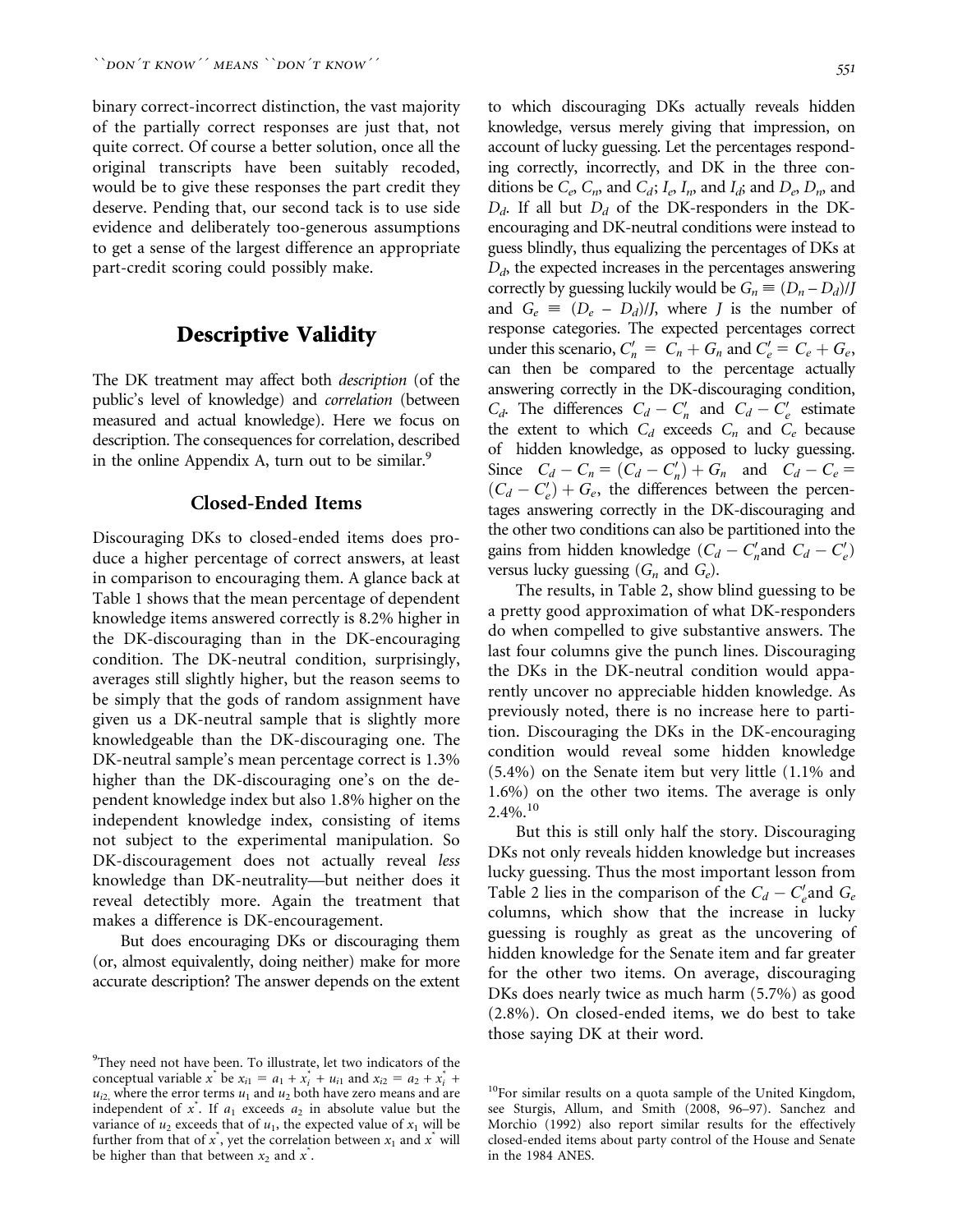binary correct-incorrect distinction, the vast majority of the partially correct responses are just that, not quite correct. Of course a better solution, once all the original transcripts have been suitably recoded, would be to give these responses the part credit they deserve. Pending that, our second tack is to use side evidence and deliberately too-generous assumptions to get a sense of the largest difference an appropriate part-credit scoring could possibly make.

## Descriptive Validity

The DK treatment may affect both *description* (of the public's level of knowledge) and *correlation* (between measured and actual knowledge). Here we focus on description. The consequences for correlation, described in the online Appendix A, turn out to be similar.[9]

### Closed-Ended Items

Discouraging DKs to closed-ended items does produce a higher percentage of correct answers, at least in comparison to encouraging them. A glance back at Table 1 shows that the mean percentage of dependent knowledge items answered correctly is 8.2% higher in the DK-discouraging than in the DK-encouraging condition. The DK-neutral condition, surprisingly, averages still slightly higher, but the reason seems to be simply that the gods of random assignment have given us a DK-neutral sample that is slightly more knowledgeable than the DK-discouraging one. The DK-neutral sample's mean percentage correct is 1.3% higher than the DK-discouraging one's on the dependent knowledge index but also 1.8% higher on the independent knowledge index, consisting of items not subject to the experimental manipulation. So DK-discouragement does not actually reveal *less* knowledge than DK-neutrality—but neither does it reveal detectibly more. Again the treatment that makes a difference is DK-encouragement.

But does encouraging DKs or discouraging them (or, almost equivalently, doing neither) make for more accurate description? The answer depends on the extent to which discouraging DKs actually reveals hidden knowledge, versus merely giving that impression, on account of lucky guessing. Let the percentages responding correctly, incorrectly, and DK in the three conditions be $C_e$, $C_n$, and $C_d$; $I_e$, $I_n$, and $I_d$; and $D_e$, $D_n$, and $D_d$. If all but $D_d$ of the DK-responders in the DK-encouraging and DK-neutral conditions were instead to guess blindly, thus equalizing the percentages of DKs at $D_d$, the expected increases in the percentages answering correctly by guessing luckily would be $G_n \equiv (D_n - D_d)/J$ and $G_e \equiv (D_e - D_d)/J$, where $J$ is the number of response categories. The expected percentages correct under this scenario, $C_n' = C_n + G_n$ and $C_e' = C_e + G_e$, can then be compared to the percentage actually answering correctly in the DK-discouraging condition, $C_d$. The differences $C_d - C_n'$ and $C_d - C_e'$ estimate the extent to which $C_d$ exceeds $C_n$ and $C_e$ because of hidden knowledge, as opposed to lucky guessing. Since $C_d - C_n = (C_d - C_n') + G_n$ and $C_d - C_e = (C_d - C_e') + G_e$, the differences between the percentages answering correctly in the DK-discouraging and the other two conditions can also be partitioned into the gains from hidden knowledge ($C_d - C_n'$ and $C_d - C_e'$) versus lucky guessing ($G_n$ and $G_e$).

The results, in Table 2, show blind guessing to be a pretty good approximation of what DK-responders do when compelled to give substantive answers. The last four columns give the punch lines. Discouraging the DKs in the DK-neutral condition would apparently uncover no appreciable hidden knowledge. As previously noted, there is no increase here to partition. Discouraging the DKs in the DK-encouraging condition would reveal some hidden knowledge (5.4%) on the Senate item but very little (1.1% and 1.6%) on the other two items. The average is only 2.4%.[10]

But this is still only half the story. Discouraging DKs not only reveals hidden knowledge but increases lucky guessing. Thus the most important lesson from Table 2 lies in the comparison of the $C_d - C_e'$ and $G_e$ columns, which show that the increase in lucky guessing is roughly as great as the uncovering of hidden knowledge for the Senate item and far greater for the other two items. On average, discouraging DKs does nearly twice as much harm (5.7%) as good (2.8%). On closed-ended items, we do best to take those saying DK at their word.

---

[9] They need not have been. To illustrate, let two indicators of the conceptual variable $x^*$ be $x_{i1} = a_1 + x_i^* + u_{i1}$ and $x_{i2} = a_2 + x_i^* + u_{i2}$, where the error terms $u_1$ and $u_2$ both have zero means and are independent of $x^*$. If $a_1$ exceeds $a_2$ in absolute value but the variance of $u_2$ exceeds that of $u_1$, the expected value of $x_1$ will be further from that of $x^*$, yet the correlation between $x_1$ and $x^*$ will be higher than that between $x_2$ and $x^*$.

[10] For similar results on a quota sample of the United Kingdom, see Sturgis, Allum, and Smith (2008, 96–97). Sanchez and Morchio (1992) also report similar results for the effectively closed-ended items about party control of the House and Senate in the 1984 ANES.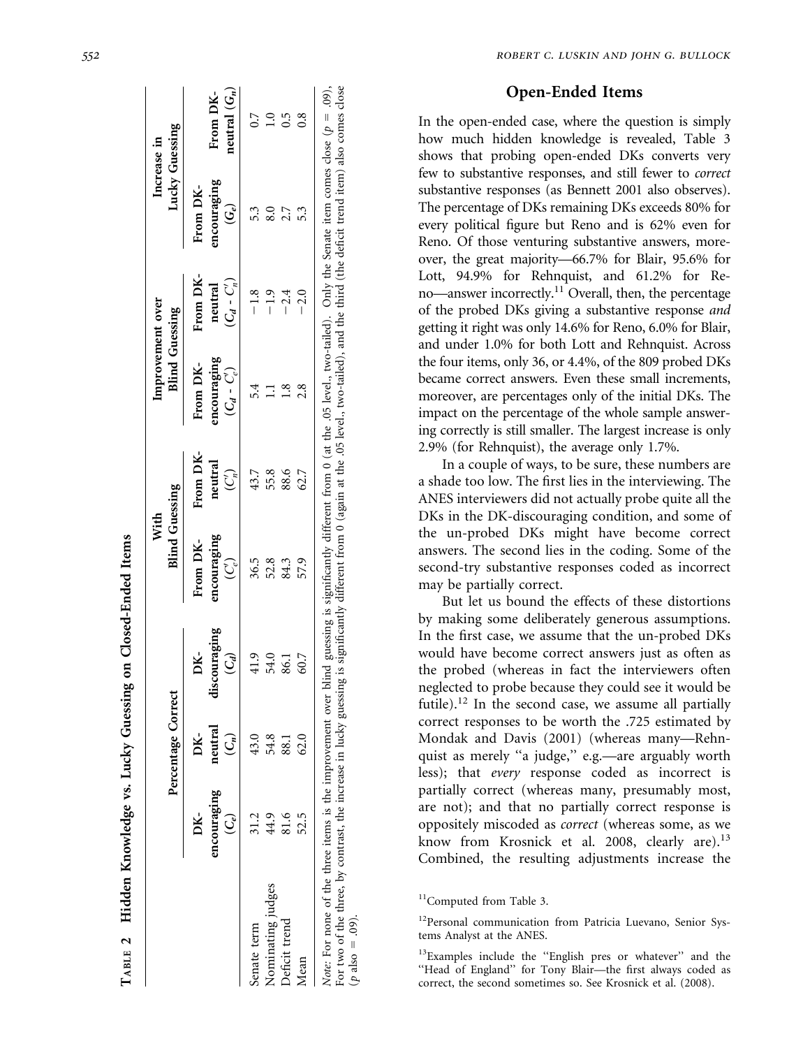**Table 2 Hidden Knowledge vs. Lucky Guessing on Closed-Ended Items**

| | Percentage Correct | | | With Blind Guessing | | Improvement over Blind Guessing | | Increase in Lucky Guessing | |
|---|---|---|---|---|---|---|---|---|---|
| | DK-encouraging ($C_e$) | DK-neutral ($C_n$) | DK-discouraging ($C_d$) | From DK-encouraging ($C_e'$) | From DK-neutral ($C_n'$) | From DK-encouraging ($C_d$ - $C_e'$) | From DK-neutral ($C_d$ - $C_n'$) | From DK-encouraging ($G_e$) | From DK-neutral ($G_n$) |
| Senate term | 31.2 | 43.0 | 41.9 | 36.5 | 43.7 | 5.4 | −1.8 | 5.3 | 0.7 |
| Nominating judges | 44.9 | 54.8 | 54.0 | 52.8 | 55.8 | 1.1 | −1.9 | 8.0 | 1.0 |
| Deficit trend | 81.6 | 88.1 | 86.1 | 84.3 | 88.6 | 1.8 | −2.4 | 2.7 | 0.5 |
| Mean | 52.5 | 62.0 | 60.7 | 57.9 | 62.7 | 2.8 | −2.0 | 5.3 | 0.8 |

*Note*: For none of the three items is the improvement over blind guessing is significantly different from 0 (at the .05 level., two-tailed). Only the Senate item comes close ($p$ = .09). For two of the three, by contrast, the increase in lucky guessing is significantly different from 0 (again at the .05 level., two-tailed), and the third (the deficit trend item) also comes close ($p$ also = .09).

## Open-Ended Items

In the open-ended case, where the question is simply how much hidden knowledge is revealed, Table 3 shows that probing open-ended DKs converts very few to substantive responses, and still fewer to *correct* substantive responses (as Bennett 2001 also observes). The percentage of DKs remaining DKs exceeds 80% for every political figure but Reno and is 62% even for Reno. Of those venturing substantive answers, moreover, the great majority—66.7% for Blair, 95.6% for Lott, 94.9% for Rehnquist, and 61.2% for Reno—answer incorrectly.[11] Overall, then, the percentage of the probed DKs giving a substantive response *and* getting it right was only 14.6% for Reno, 6.0% for Blair, and under 1.0% for both Lott and Rehnquist. Across the four items, only 36, or 4.4%, of the 809 probed DKs became correct answers. Even these small increments, moreover, are percentages only of the initial DKs. The impact on the percentage of the whole sample answering correctly is still smaller. The largest increase is only 2.9% (for Rehnquist), the average only 1.7%.

In a couple of ways, to be sure, these numbers are a shade too low. The first lies in the interviewing. The ANES interviewers did not actually probe quite all the DKs in the DK-discouraging condition, and some of the un-probed DKs might have become correct answers. The second lies in the coding. Some of the second-try substantive responses coded as incorrect may be partially correct.

But let us bound the effects of these distortions by making some deliberately generous assumptions. In the first case, we assume that the un-probed DKs would have become correct answers just as often as the probed (whereas in fact the interviewers often neglected to probe because they could see it would be futile).[12] In the second case, we assume all partially correct responses to be worth the .725 estimated by Mondak and Davis (2001) (whereas many—Rehnquist as merely "a judge," e.g.—are arguably worth less); that *every* response coded as incorrect is partially correct (whereas many, presumably most, are not); and that no partially correct response is oppositely miscoded as *correct* (whereas some, as we know from Krosnick et al. 2008, clearly are).[13] Combined, the resulting adjustments increase the

[11] Computed from Table 3.

[12] Personal communication from Patricia Luevano, Senior Systems Analyst at the ANES.

[13] Examples include the "English pres or whatever" and the "Head of England" for Tony Blair—the first always coded as correct, the second sometimes so. See Krosnick et al. (2008).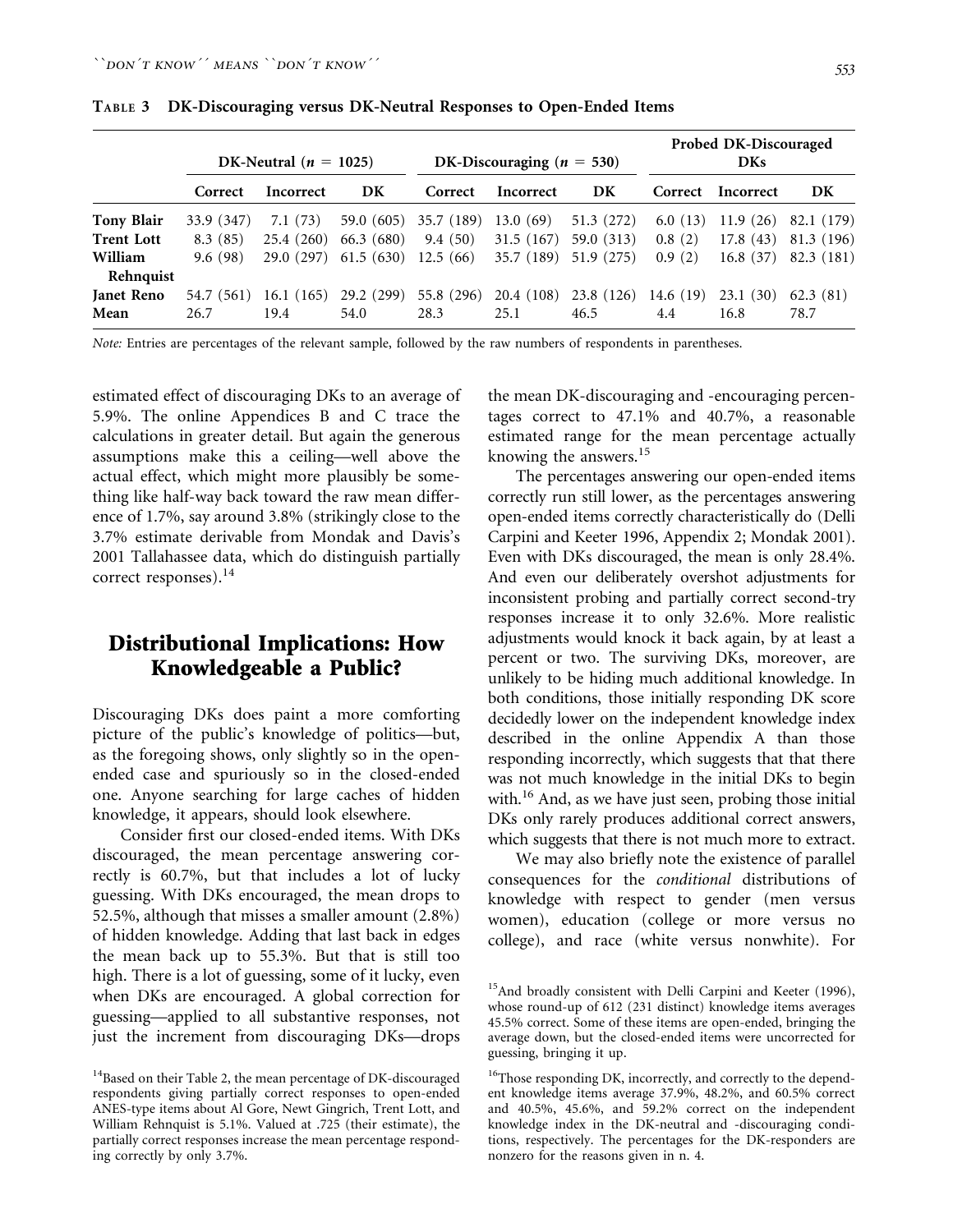**Table 3 DK-Discouraging versus DK-Neutral Responses to Open-Ended Items**

| | DK-Neutral ($n$ = 1025) | | | DK-Discouraging ($n$ = 530) | | | Probed DK-Discouraged DKs | | |
|---|---|---|---|---|---|---|---|---|---|
| | Correct | Incorrect | DK | Correct | Incorrect | DK | Correct | Incorrect | DK |
| **Tony Blair** | 33.9 (347) | 7.1 (73) | 59.0 (605) | 35.7 (189) | 13.0 (69) | 51.3 (272) | 6.0 (13) | 11.9 (26) | 82.1 (179) |
| **Trent Lott** | 8.3 (85) | 25.4 (260) | 66.3 (680) | 9.4 (50) | 31.5 (167) | 59.0 (313) | 0.8 (2) | 17.8 (43) | 81.3 (196) |
| **William Rehnquist** | 9.6 (98) | 29.0 (297) | 61.5 (630) | 12.5 (66) | 35.7 (189) | 51.9 (275) | 0.9 (2) | 16.8 (37) | 82.3 (181) |
| **Janet Reno** | 54.7 (561) | 16.1 (165) | 29.2 (299) | 55.8 (296) | 20.4 (108) | 23.8 (126) | 14.6 (19) | 23.1 (30) | 62.3 (81) |
| **Mean** | 26.7 | 19.4 | 54.0 | 28.3 | 25.1 | 46.5 | 4.4 | 16.8 | 78.7 |

*Note:* Entries are percentages of the relevant sample, followed by the raw numbers of respondents in parentheses.

estimated effect of discouraging DKs to an average of 5.9%. The online Appendices B and C trace the calculations in greater detail. But again the generous assumptions make this a ceiling—well above the actual effect, which might more plausibly be something like half-way back toward the raw mean difference of 1.7%, say around 3.8% (strikingly close to the 3.7% estimate derivable from Mondak and Davis's 2001 Tallahassee data, which do distinguish partially correct responses).[14]

## Distributional Implications: How Knowledgeable a Public?

Discouraging DKs does paint a more comforting picture of the public's knowledge of politics—but, as the foregoing shows, only slightly so in the open-ended case and spuriously so in the closed-ended one. Anyone searching for large caches of hidden knowledge, it appears, should look elsewhere.

Consider first our closed-ended items. With DKs discouraged, the mean percentage answering correctly is 60.7%, but that includes a lot of lucky guessing. With DKs encouraged, the mean drops to 52.5%, although that misses a smaller amount (2.8%) of hidden knowledge. Adding that last back in edges the mean back up to 55.3%. But that is still too high. There is a lot of guessing, some of it lucky, even when DKs are encouraged. A global correction for guessing—applied to all substantive responses, not just the increment from discouraging DKs—drops the mean DK-discouraging and -encouraging percentages correct to 47.1% and 40.7%, a reasonable estimated range for the mean percentage actually knowing the answers.[15]

The percentages answering our open-ended items correctly run still lower, as the percentages answering open-ended items correctly characteristically do (Delli Carpini and Keeter 1996, Appendix 2; Mondak 2001). Even with DKs discouraged, the mean is only 28.4%. And even our deliberately overshot adjustments for inconsistent probing and partially correct second-try responses increase it to only 32.6%. More realistic adjustments would knock it back again, by at least a percent or two. The surviving DKs, moreover, are unlikely to be hiding much additional knowledge. In both conditions, those initially responding DK score decidedly lower on the independent knowledge index described in the online Appendix A than those responding incorrectly, which suggests that that there was not much knowledge in the initial DKs to begin with.[16] And, as we have just seen, probing those initial DKs only rarely produces additional correct answers, which suggests that there is not much more to extract.

We may also briefly note the existence of parallel consequences for the *conditional* distributions of knowledge with respect to gender (men versus women), education (college or more versus no college), and race (white versus nonwhite). For

[14]Based on their Table 2, the mean percentage of DK-discouraged respondents giving partially correct responses to open-ended ANES-type items about Al Gore, Newt Gingrich, Trent Lott, and William Rehnquist is 5.1%. Valued at .725 (their estimate), the partially correct responses increase the mean percentage responding correctly by only 3.7%.

[15]And broadly consistent with Delli Carpini and Keeter (1996), whose round-up of 612 (231 distinct) knowledge items averages 45.5% correct. Some of these items are open-ended, bringing the average down, but the closed-ended items were uncorrected for guessing, bringing it up.

[16]Those responding DK, incorrectly, and correctly to the dependent knowledge items average 37.9%, 48.2%, and 60.5% correct and 40.5%, 45.6%, and 59.2% correct on the independent knowledge index in the DK-neutral and -discouraging conditions, respectively. The percentages for the DK-responders are nonzero for the reasons given in n. 4.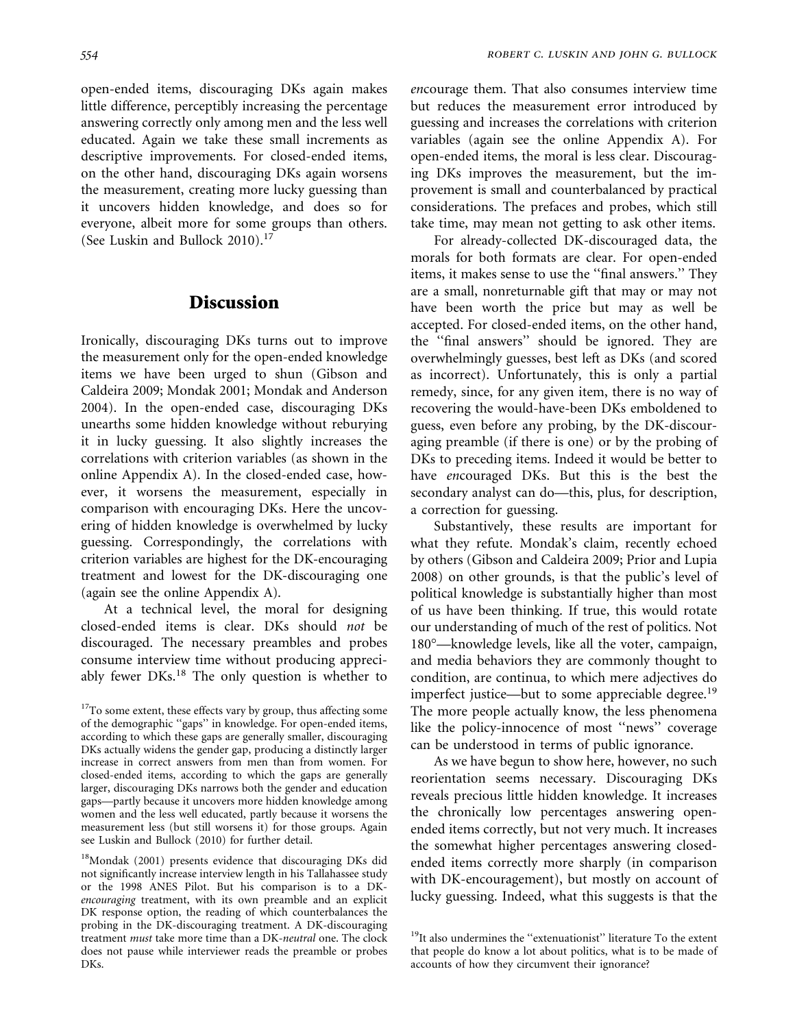open-ended items, discouraging DKs again makes little difference, perceptibly increasing the percentage answering correctly only among men and the less well educated. Again we take these small increments as descriptive improvements. For closed-ended items, on the other hand, discouraging DKs again worsens the measurement, creating more lucky guessing than it uncovers hidden knowledge, and does so for everyone, albeit more for some groups than others. (See Luskin and Bullock 2010).[17]

## Discussion

Ironically, discouraging DKs turns out to improve the measurement only for the open-ended knowledge items we have been urged to shun (Gibson and Caldeira 2009; Mondak 2001; Mondak and Anderson 2004). In the open-ended case, discouraging DKs unearths some hidden knowledge without reburying it in lucky guessing. It also slightly increases the correlations with criterion variables (as shown in the online Appendix A). In the closed-ended case, however, it worsens the measurement, especially in comparison with encouraging DKs. Here the uncovering of hidden knowledge is overwhelmed by lucky guessing. Correspondingly, the correlations with criterion variables are highest for the DK-encouraging treatment and lowest for the DK-discouraging one (again see the online Appendix A).

At a technical level, the moral for designing closed-ended items is clear. DKs should *not* be discouraged. The necessary preambles and probes consume interview time without producing appreciably fewer DKs.[18] The only question is whether to *en*courage them. That also consumes interview time but reduces the measurement error introduced by guessing and increases the correlations with criterion variables (again see the online Appendix A). For open-ended items, the moral is less clear. Discouraging DKs improves the measurement, but the improvement is small and counterbalanced by practical considerations. The prefaces and probes, which still take time, may mean not getting to ask other items.

For already-collected DK-discouraged data, the morals for both formats are clear. For open-ended items, it makes sense to use the "final answers." They are a small, nonreturnable gift that may or may not have been worth the price but may as well be accepted. For closed-ended items, on the other hand, the "final answers" should be ignored. They are overwhelmingly guesses, best left as DKs (and scored as incorrect). Unfortunately, this is only a partial remedy, since, for any given item, there is no way of recovering the would-have-been DKs emboldened to guess, even before any probing, by the DK-discouraging preamble (if there is one) or by the probing of DKs to preceding items. Indeed it would be better to have *en*couraged DKs. But this is the best the secondary analyst can do—this, plus, for description, a correction for guessing.

Substantively, these results are important for what they refute. Mondak's claim, recently echoed by others (Gibson and Caldeira 2009; Prior and Lupia 2008) on other grounds, is that the public's level of political knowledge is substantially higher than most of us have been thinking. If true, this would rotate our understanding of much of the rest of politics. Not 180°—knowledge levels, like all the voter, campaign, and media behaviors they are commonly thought to condition, are continua, to which mere adjectives do imperfect justice—but to some appreciable degree.[19] The more people actually know, the less phenomena like the policy-innocence of most "news" coverage can be understood in terms of public ignorance.

As we have begun to show here, however, no such reorientation seems necessary. Discouraging DKs reveals precious little hidden knowledge. It increases the chronically low percentages answering open-ended items correctly, but not very much. It increases the somewhat higher percentages answering closed-ended items correctly more sharply (in comparison with DK-encouragement), but mostly on account of lucky guessing. Indeed, what this suggests is that the

[17] To some extent, these effects vary by group, thus affecting some of the demographic "gaps" in knowledge. For open-ended items, according to which these gaps are generally smaller, discouraging DKs actually widens the gender gap, producing a distinctly larger increase in correct answers from men than from women. For closed-ended items, according to which the gaps are generally larger, discouraging DKs narrows both the gender and education gaps—partly because it uncovers more hidden knowledge among women and the less well educated, partly because it worsens the measurement less (but still worsens it) for those groups. Again see Luskin and Bullock (2010) for further detail.

[18] Mondak (2001) presents evidence that discouraging DKs did not significantly increase interview length in his Tallahassee study or the 1998 ANES Pilot. But his comparison is to a DK-*encouraging* treatment, with its own preamble and an explicit DK response option, the reading of which counterbalances the probing in the DK-discouraging treatment. A DK-discouraging treatment *must* take more time than a DK-*neutral* one. The clock does not pause while interviewer reads the preamble or probes DKs.

[19] It also undermines the "extenuationist" literature To the extent that people do know a lot about politics, what is to be made of accounts of how they circumvent their ignorance?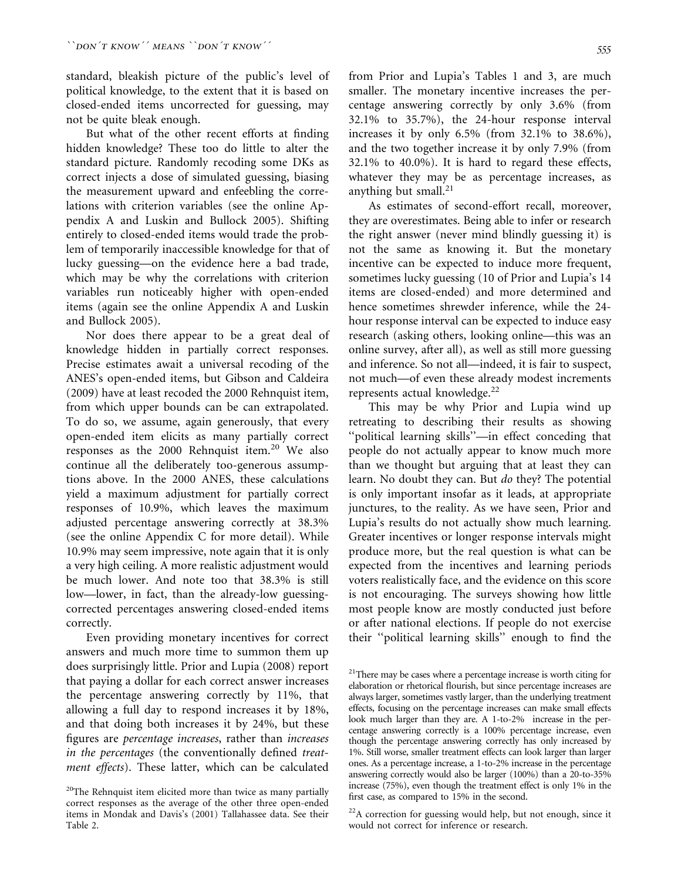standard, bleakish picture of the public's level of political knowledge, to the extent that it is based on closed-ended items uncorrected for guessing, may not be quite bleak enough.

But what of the other recent efforts at finding hidden knowledge? These too do little to alter the standard picture. Randomly recoding some DKs as correct injects a dose of simulated guessing, biasing the measurement upward and enfeebling the correlations with criterion variables (see the online Appendix A and Luskin and Bullock 2005). Shifting entirely to closed-ended items would trade the problem of temporarily inaccessible knowledge for that of lucky guessing—on the evidence here a bad trade, which may be why the correlations with criterion variables run noticeably higher with open-ended items (again see the online Appendix A and Luskin and Bullock 2005).

Nor does there appear to be a great deal of knowledge hidden in partially correct responses. Precise estimates await a universal recoding of the ANES's open-ended items, but Gibson and Caldeira (2009) have at least recoded the 2000 Rehnquist item, from which upper bounds can be can extrapolated. To do so, we assume, again generously, that every open-ended item elicits as many partially correct responses as the 2000 Rehnquist item.[20] We also continue all the deliberately too-generous assumptions above. In the 2000 ANES, these calculations yield a maximum adjustment for partially correct responses of 10.9%, which leaves the maximum adjusted percentage answering correctly at 38.3% (see the online Appendix C for more detail). While 10.9% may seem impressive, note again that it is only a very high ceiling. A more realistic adjustment would be much lower. And note too that 38.3% is still low—lower, in fact, than the already-low guessing-corrected percentages answering closed-ended items correctly.

Even providing monetary incentives for correct answers and much more time to summon them up does surprisingly little. Prior and Lupia (2008) report that paying a dollar for each correct answer increases the percentage answering correctly by 11%, that allowing a full day to respond increases it by 18%, and that doing both increases it by 24%, but these figures are *percentage increases*, rather than *increases in the percentages* (the conventionally defined *treatment effects*). These latter, which can be calculated from Prior and Lupia's Tables 1 and 3, are much smaller. The monetary incentive increases the percentage answering correctly by only 3.6% (from 32.1% to 35.7%), the 24-hour response interval increases it by only 6.5% (from 32.1% to 38.6%), and the two together increase it by only 7.9% (from 32.1% to 40.0%). It is hard to regard these effects, whatever they may be as percentage increases, as anything but small.[21]

As estimates of second-effort recall, moreover, they are overestimates. Being able to infer or research the right answer (never mind blindly guessing it) is not the same as knowing it. But the monetary incentive can be expected to induce more frequent, sometimes lucky guessing (10 of Prior and Lupia's 14 items are closed-ended) and more determined and hence sometimes shrewder inference, while the 24-hour response interval can be expected to induce easy research (asking others, looking online—this was an online survey, after all), as well as still more guessing and inference. So not all—indeed, it is fair to suspect, not much—of even these already modest increments represents actual knowledge.[22]

This may be why Prior and Lupia wind up retreating to describing their results as showing "political learning skills"—in effect conceding that people do not actually appear to know much more than we thought but arguing that at least they can learn. No doubt they can. But *do* they? The potential is only important insofar as it leads, at appropriate junctures, to the reality. As we have seen, Prior and Lupia's results do not actually show much learning. Greater incentives or longer response intervals might produce more, but the real question is what can be expected from the incentives and learning periods voters realistically face, and the evidence on this score is not encouraging. The surveys showing how little most people know are mostly conducted just before or after national elections. If people do not exercise their "political learning skills" enough to find the

[20]The Rehnquist item elicited more than twice as many partially correct responses as the average of the other three open-ended items in Mondak and Davis's (2001) Tallahassee data. See their Table 2.

[21]There may be cases where a percentage increase is worth citing for elaboration or rhetorical flourish, but since percentage increases are always larger, sometimes vastly larger, than the underlying treatment effects, focusing on the percentage increases can make small effects look much larger than they are. A 1-to-2% increase in the percentage answering correctly is a 100% percentage increase, even though the percentage answering correctly has only increased by 1%. Still worse, smaller treatment effects can look larger than larger ones. As a percentage increase, a 1-to-2% increase in the percentage answering correctly would also be larger (100%) than a 20-to-35% increase (75%), even though the treatment effect is only 1% in the first case, as compared to 15% in the second.

[22]A correction for guessing would help, but not enough, since it would not correct for inference or research.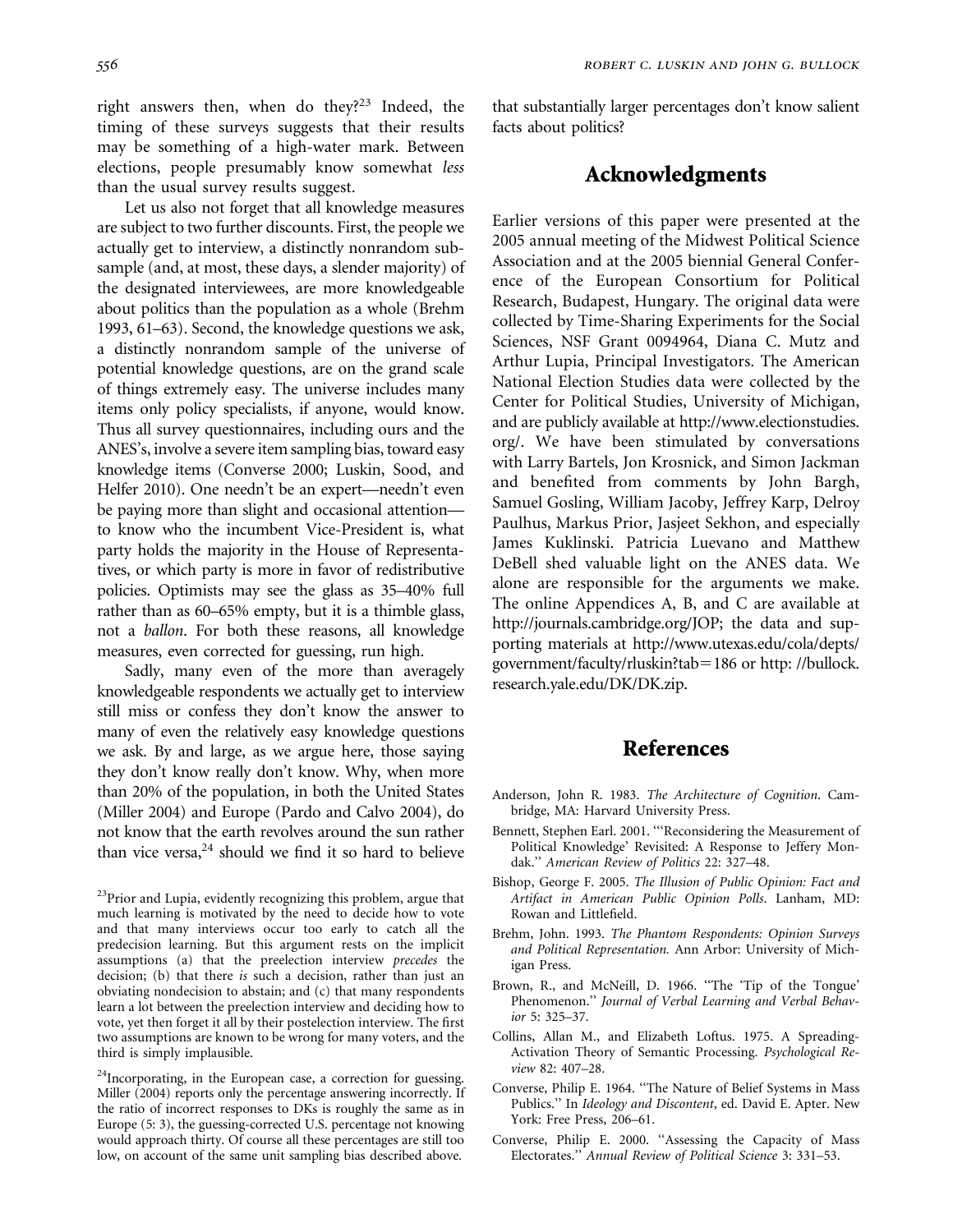right answers then, when do they?[23] Indeed, the timing of these surveys suggests that their results may be something of a high-water mark. Between elections, people presumably know somewhat *less* than the usual survey results suggest.

Let us also not forget that all knowledge measures are subject to two further discounts. First, the people we actually get to interview, a distinctly nonrandom subsample (and, at most, these days, a slender majority) of the designated interviewees, are more knowledgeable about politics than the population as a whole (Brehm 1993, 61–63). Second, the knowledge questions we ask, a distinctly nonrandom sample of the universe of potential knowledge questions, are on the grand scale of things extremely easy. The universe includes many items only policy specialists, if anyone, would know. Thus all survey questionnaires, including ours and the ANES's, involve a severe item sampling bias, toward easy knowledge items (Converse 2000; Luskin, Sood, and Helfer 2010). One needn't be an expert—needn't even be paying more than slight and occasional attention—to know who the incumbent Vice-President is, what party holds the majority in the House of Representatives, or which party is more in favor of redistributive policies. Optimists may see the glass as 35–40% full rather than as 60–65% empty, but it is a thimble glass, not a *ballon*. For both these reasons, all knowledge measures, even corrected for guessing, run high.

Sadly, many even of the more than averagely knowledgeable respondents we actually get to interview still miss or confess they don't know the answer to many of even the relatively easy knowledge questions we ask. By and large, as we argue here, those saying they don't know really don't know. Why, when more than 20% of the population, in both the United States (Miller 2004) and Europe (Pardo and Calvo 2004), do not know that the earth revolves around the sun rather than vice versa,[24] should we find it so hard to believe that substantially larger percentages don't know salient facts about politics?

[23]Prior and Lupia, evidently recognizing this problem, argue that much learning is motivated by the need to decide how to vote and that many interviews occur too early to catch all the predecision learning. But this argument rests on the implicit assumptions (a) that the preelection interview *precedes* the decision; (b) that there *is* such a decision, rather than just an obviating nondecision to abstain; and (c) that many respondents learn a lot between the preelection interview and deciding how to vote, yet then forget it all by their postelection interview. The first two assumptions are known to be wrong for many voters, and the third is simply implausible.

[24]Incorporating, in the European case, a correction for guessing. Miller (2004) reports only the percentage answering incorrectly. If the ratio of incorrect responses to DKs is roughly the same as in Europe (5: 3), the guessing-corrected U.S. percentage not knowing would approach thirty. Of course all these percentages are still too low, on account of the same unit sampling bias described above.

## Acknowledgments

Earlier versions of this paper were presented at the 2005 annual meeting of the Midwest Political Science Association and at the 2005 biennial General Conference of the European Consortium for Political Research, Budapest, Hungary. The original data were collected by Time-Sharing Experiments for the Social Sciences, NSF Grant 0094964, Diana C. Mutz and Arthur Lupia, Principal Investigators. The American National Election Studies data were collected by the Center for Political Studies, University of Michigan, and are publicly available at http://www.electionstudies.org/. We have been stimulated by conversations with Larry Bartels, Jon Krosnick, and Simon Jackman and benefited from comments by John Bargh, Samuel Gosling, William Jacoby, Jeffrey Karp, Delroy Paulhus, Markus Prior, Jasjeet Sekhon, and especially James Kuklinski. Patricia Luevano and Matthew DeBell shed valuable light on the ANES data. We alone are responsible for the arguments we make. The online Appendices A, B, and C are available at http://journals.cambridge.org/JOP; the data and supporting materials at http://www.utexas.edu/cola/depts/government/faculty/rluskin?tab=186 or http: //bullock.research.yale.edu/DK/DK.zip.

## References

Anderson, John R. 1983. *The Architecture of Cognition*. Cambridge, MA: Harvard University Press.

Bennett, Stephen Earl. 2001. "'Reconsidering the Measurement of Political Knowledge' Revisited: A Response to Jeffery Mondak." *American Review of Politics* 22: 327–48.

Bishop, George F. 2005. *The Illusion of Public Opinion: Fact and Artifact in American Public Opinion Polls*. Lanham, MD: Rowan and Littlefield.

Brehm, John. 1993. *The Phantom Respondents: Opinion Surveys and Political Representation*. Ann Arbor: University of Michigan Press.

Brown, R., and McNeill, D. 1966. "The 'Tip of the Tongue' Phenomenon." *Journal of Verbal Learning and Verbal Behavior* 5: 325–37.

Collins, Allan M., and Elizabeth Loftus. 1975. A Spreading-Activation Theory of Semantic Processing. *Psychological Review* 82: 407–28.

Converse, Philip E. 1964. "The Nature of Belief Systems in Mass Publics." In *Ideology and Discontent*, ed. David E. Apter. New York: Free Press, 206–61.

Converse, Philip E. 2000. "Assessing the Capacity of Mass Electorates." *Annual Review of Political Science* 3: 331–53.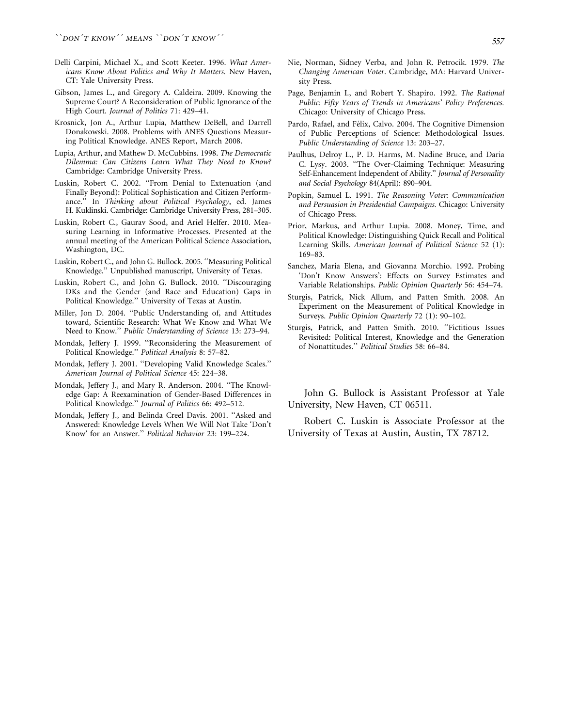Delli Carpini, Michael X., and Scott Keeter. 1996. *What Americans Know About Politics and Why It Matters.* New Haven, CT: Yale University Press.

Gibson, James L., and Gregory A. Caldeira. 2009. Knowing the Supreme Court? A Reconsideration of Public Ignorance of the High Court. *Journal of Politics* 71: 429–41.

Krosnick, Jon A., Arthur Lupia, Matthew DeBell, and Darrell Donakowski. 2008. Problems with ANES Questions Measuring Political Knowledge. ANES Report, March 2008.

Lupia, Arthur, and Mathew D. McCubbins. 1998. *The Democratic Dilemma: Can Citizens Learn What They Need to Know?* Cambridge: Cambridge University Press.

Luskin, Robert C. 2002. ''From Denial to Extenuation (and Finally Beyond): Political Sophistication and Citizen Performance.'' In *Thinking about Political Psychology*, ed. James H. Kuklinski. Cambridge: Cambridge University Press, 281–305.

Luskin, Robert C., Gaurav Sood, and Ariel Helfer. 2010. Measuring Learning in Informative Processes. Presented at the annual meeting of the American Political Science Association, Washington, DC.

Luskin, Robert C., and John G. Bullock. 2005. ''Measuring Political Knowledge.'' Unpublished manuscript, University of Texas.

Luskin, Robert C., and John G. Bullock. 2010. ''Discouraging DKs and the Gender (and Race and Education) Gaps in Political Knowledge.'' University of Texas at Austin.

Miller, Jon D. 2004. ''Public Understanding of, and Attitudes toward, Scientific Research: What We Know and What We Need to Know.'' *Public Understanding of Science* 13: 273–94.

Mondak, Jeffery J. 1999. ''Reconsidering the Measurement of Political Knowledge.'' *Political Analysis* 8: 57–82.

Mondak, Jeffery J. 2001. ''Developing Valid Knowledge Scales.'' *American Journal of Political Science* 45: 224–38.

Mondak, Jeffery J., and Mary R. Anderson. 2004. ''The Knowledge Gap: A Reexamination of Gender-Based Differences in Political Knowledge.'' *Journal of Politics* 66: 492–512.

Mondak, Jeffery J., and Belinda Creel Davis. 2001. ''Asked and Answered: Knowledge Levels When We Will Not Take 'Don't Know' for an Answer.'' *Political Behavior* 23: 199–224.

Nie, Norman, Sidney Verba, and John R. Petrocik. 1979. *The Changing American Voter*. Cambridge, MA: Harvard University Press.

Page, Benjamin I., and Robert Y. Shapiro. 1992. *The Rational Public: Fifty Years of Trends in Americans' Policy Preferences.* Chicago: University of Chicago Press.

Pardo, Rafael, and Félix, Calvo. 2004. The Cognitive Dimension of Public Perceptions of Science: Methodological Issues. *Public Understanding of Science* 13: 203–27.

Paulhus, Delroy L., P. D. Harms, M. Nadine Bruce, and Daria C. Lysy. 2003. ''The Over-Claiming Technique: Measuring Self-Enhancement Independent of Ability.'' *Journal of Personality and Social Psychology* 84(April): 890–904.

Popkin, Samuel L. 1991. *The Reasoning Voter: Communication and Persuasion in Presidential Campaigns.* Chicago: University of Chicago Press.

Prior, Markus, and Arthur Lupia. 2008. Money, Time, and Political Knowledge: Distinguishing Quick Recall and Political Learning Skills. *American Journal of Political Science* 52 (1): 169–83.

Sanchez, Maria Elena, and Giovanna Morchio. 1992. Probing 'Don't Know Answers': Effects on Survey Estimates and Variable Relationships. *Public Opinion Quarterly* 56: 454–74.

Sturgis, Patrick, Nick Allum, and Patten Smith. 2008. An Experiment on the Measurement of Political Knowledge in Surveys. *Public Opinion Quarterly* 72 (1): 90–102.

Sturgis, Patrick, and Patten Smith. 2010. ''Fictitious Issues Revisited: Political Interest, Knowledge and the Generation of Nonattitudes.'' *Political Studies* 58: 66–84.

John G. Bullock is Assistant Professor at Yale University, New Haven, CT 06511.

Robert C. Luskin is Associate Professor at the University of Texas at Austin, Austin, TX 78712.